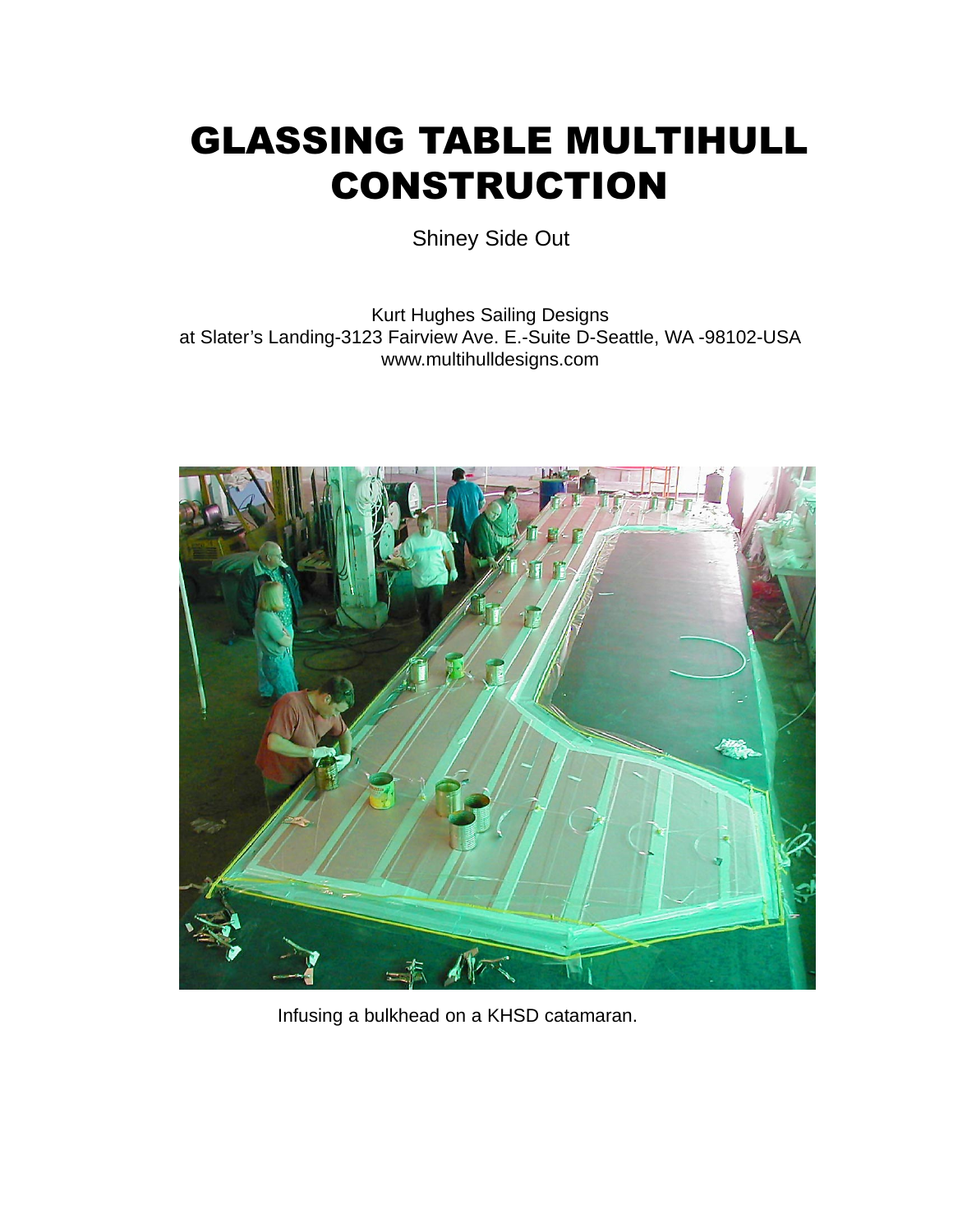# GLASSING TABLE MULTIHULL CONSTRUCTION

Shiney Side Out

Kurt Hughes Sailing Designs
at Slater's Landing-3123 Fairview Ave. E.-Suite D-Seattle, WA -98102-USA
www.multihulldesigns.com

Infusing a bulkhead on a KHSD catamaran.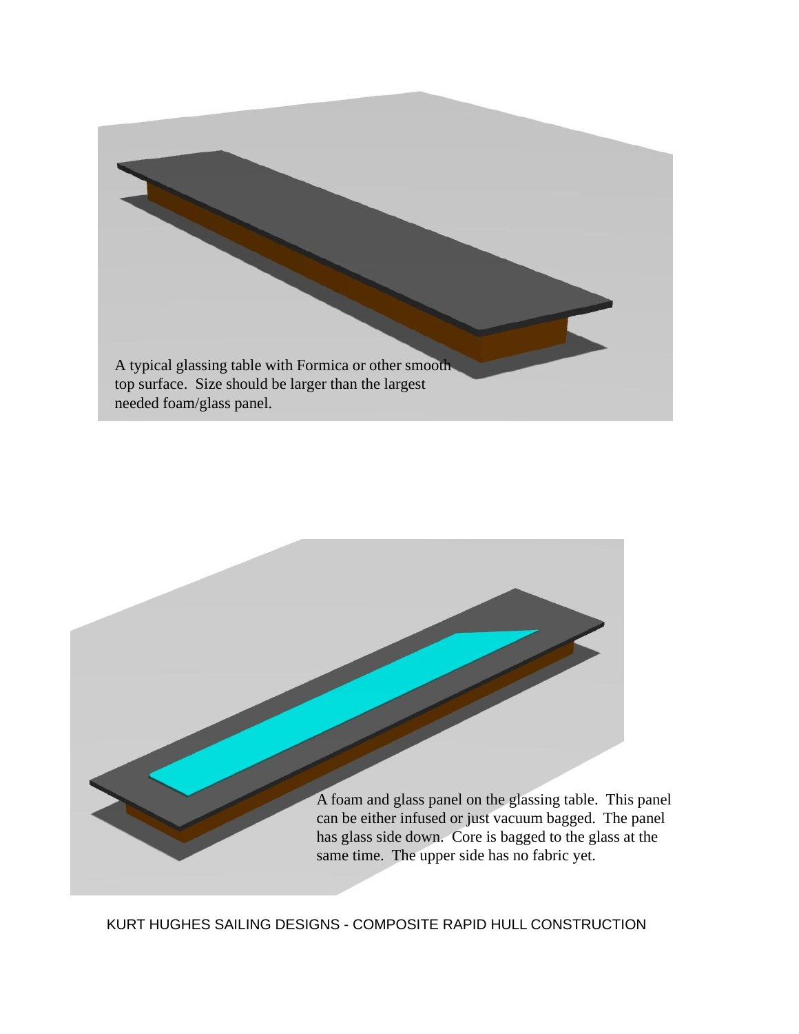A typical glassing table with Formica or other smooth top surface. Size should be larger than the largest needed foam/glass panel.

A foam and glass panel on the glassing table. This panel can be either infused or just vacuum bagged. The panel has glass side down. Core is bagged to the glass at the same time. The upper side has no fabric yet.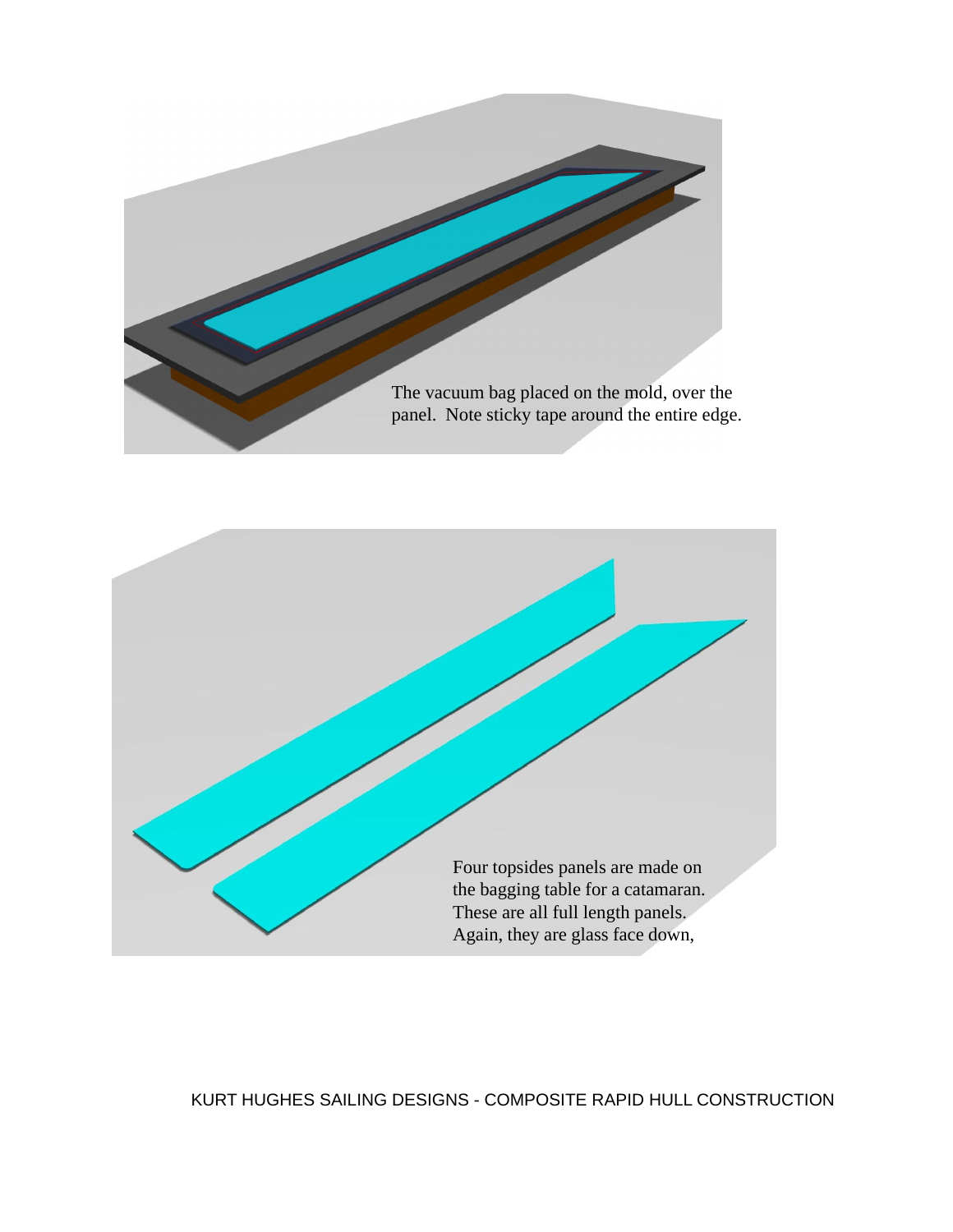The vacuum bag placed on the mold, over the panel. Note sticky tape around the entire edge.

Four topsides panels are made on the bagging table for a catamaran. These are all full length panels. Again, they are glass face down,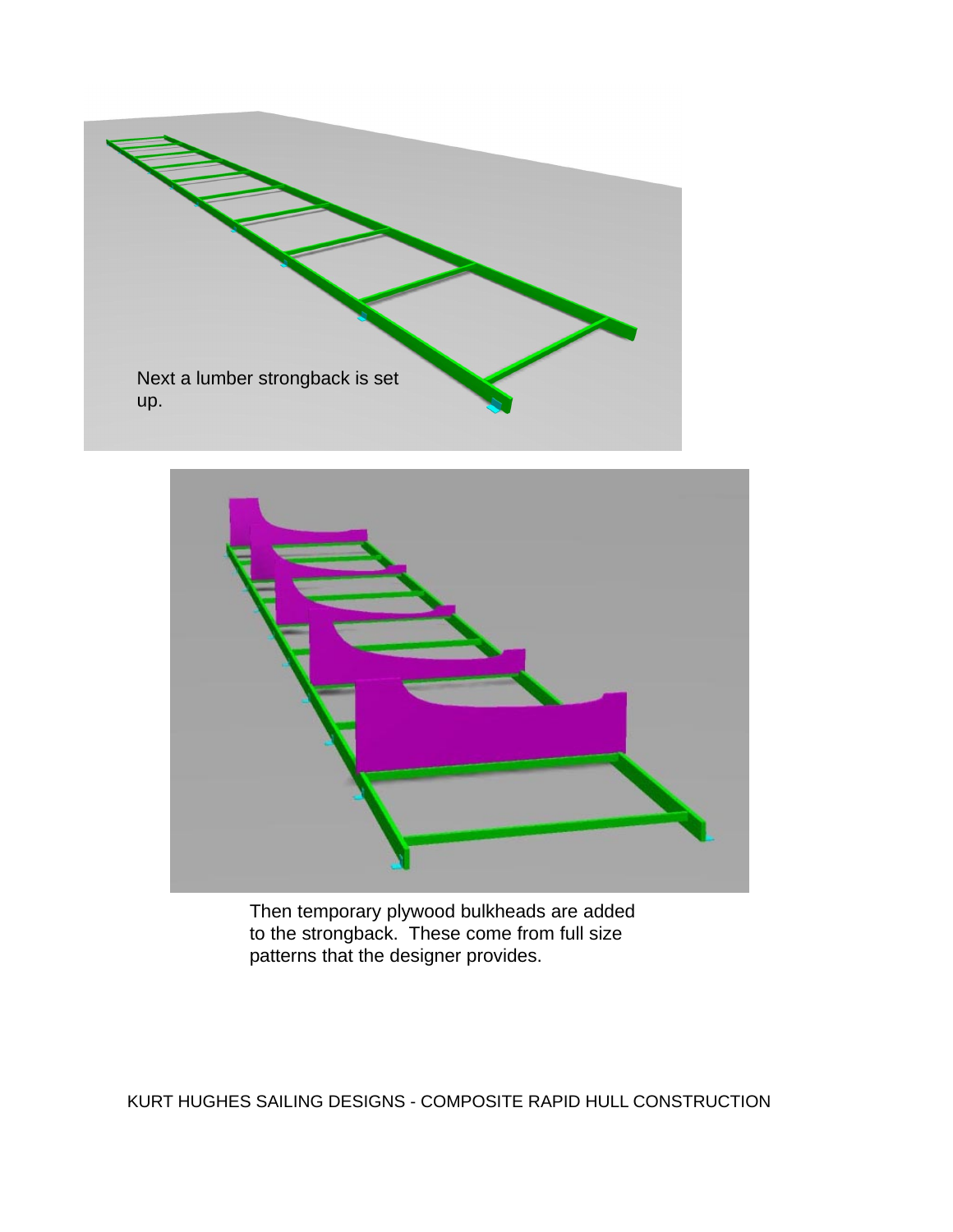Next a lumber strongback is set up.

Then temporary plywood bulkheads are added to the strongback. These come from full size patterns that the designer provides.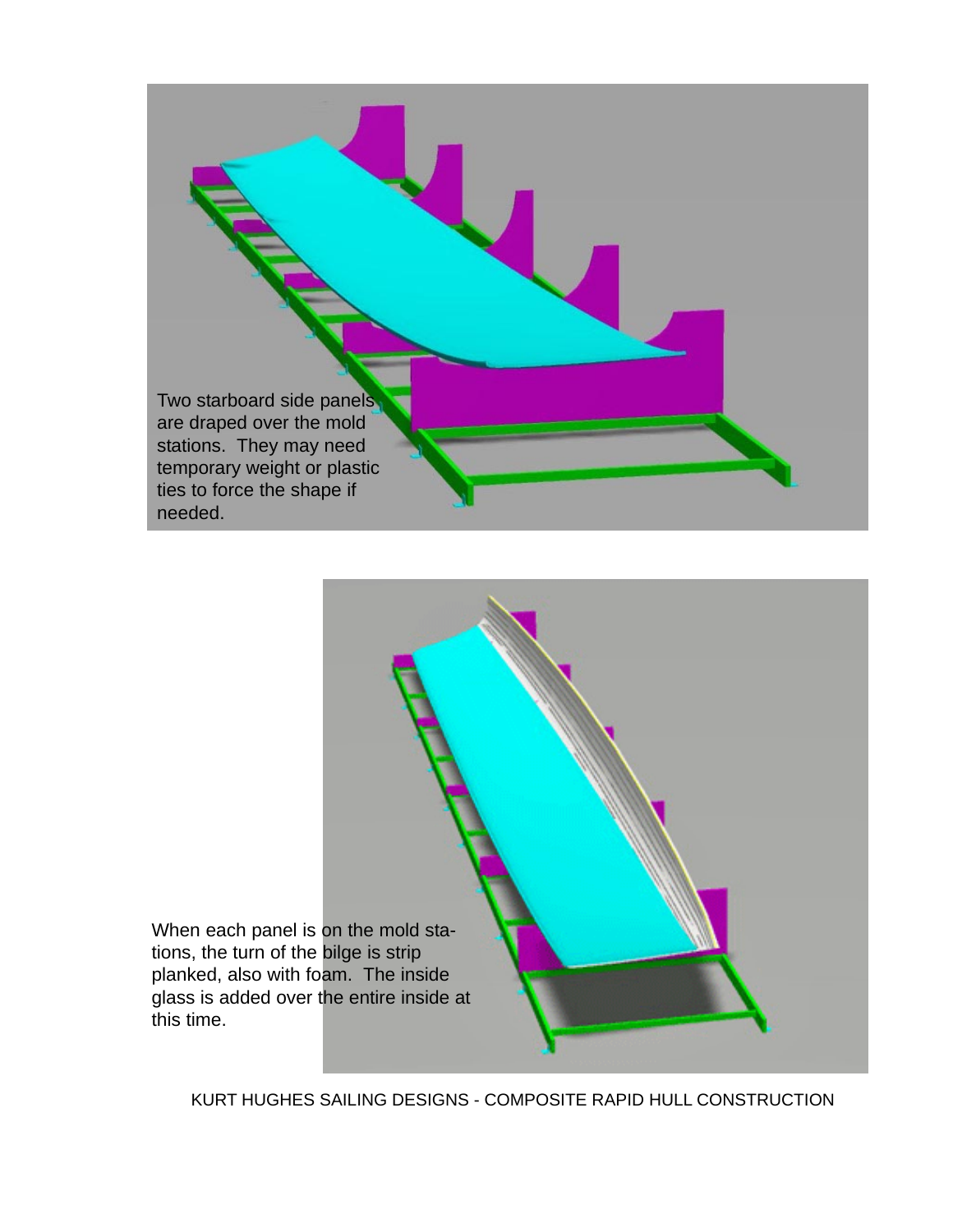Two starboard side panels are draped over the mold stations. They may need temporary weight or plastic ties to force the shape if needed.

When each panel is on the mold stations, the turn of the bilge is strip planked, also with foam. The inside glass is added over the entire inside at this time.

KURT HUGHES SAILING DESIGNS - COMPOSITE RAPID HULL CONSTRUCTION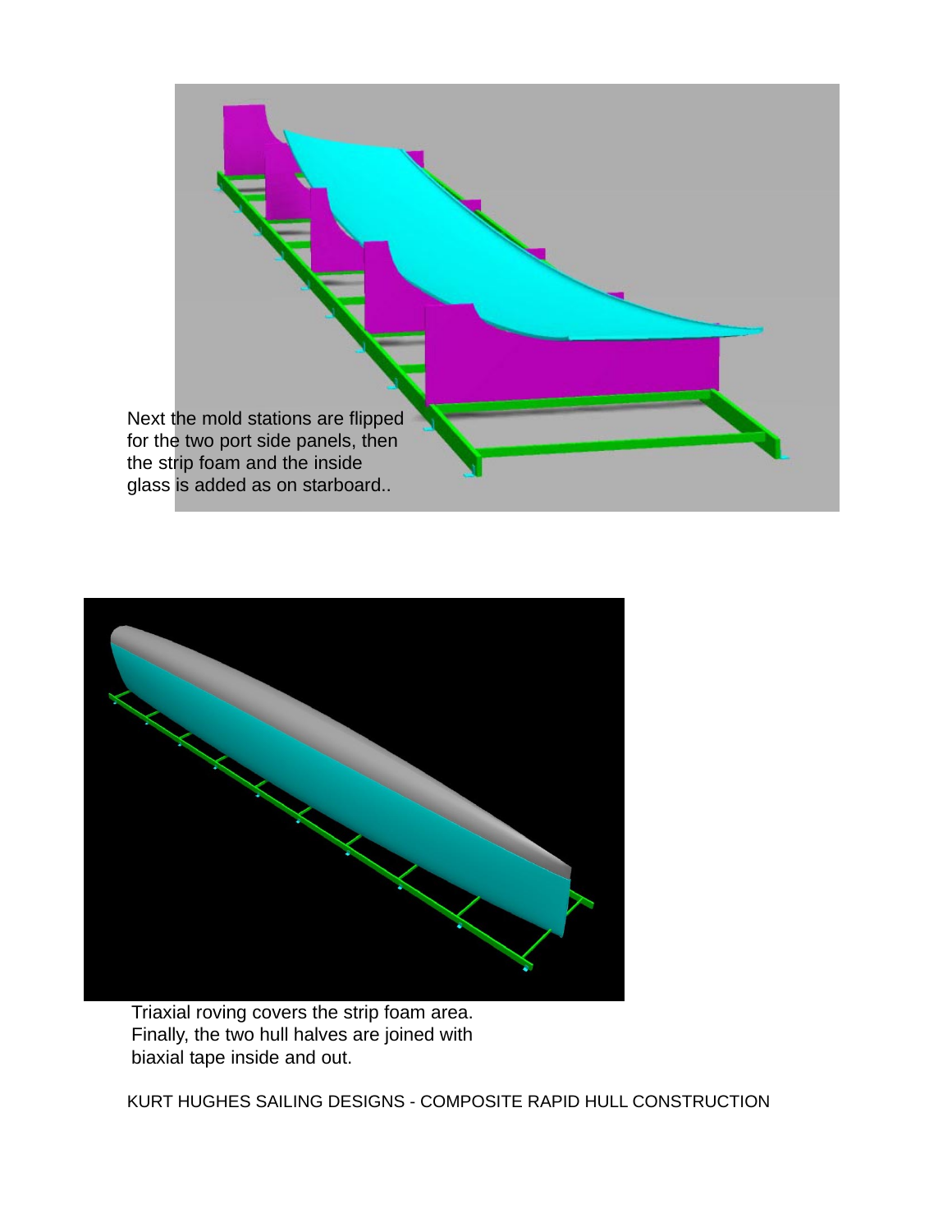Next the mold stations are flipped for the two port side panels, then the strip foam and the inside glass is added as on starboard..

Triaxial roving covers the strip foam area. Finally, the two hull halves are joined with biaxial tape inside and out.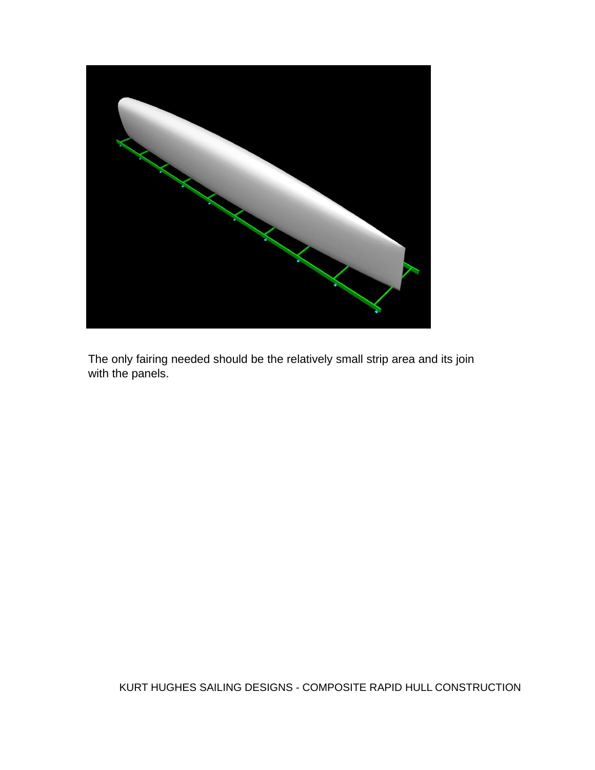The only fairing needed should be the relatively small strip area and its join with the panels.